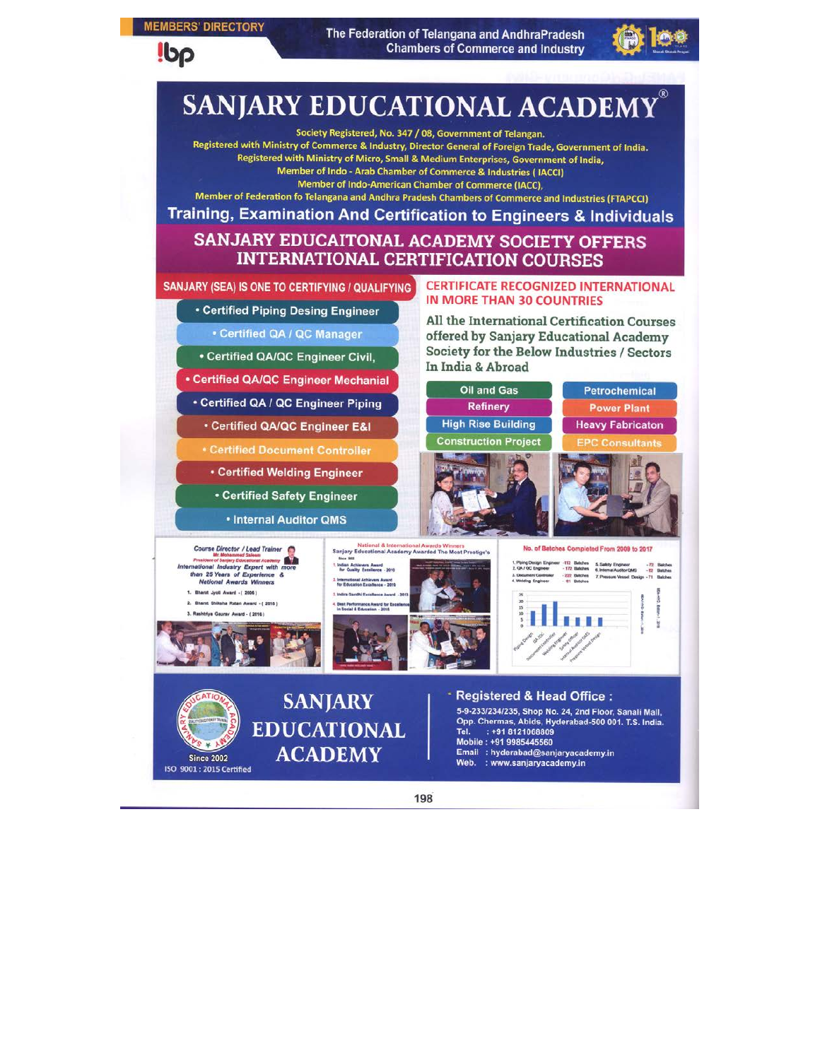# SANJARY EDUCATIONAL ACADEMY®

Society Registered, No. 347 / 08, Government of Telangan.
Registered with Ministry of Commerce & Industry, Director General of Foreign Trade, Government of India.
Registered with Ministry of Micro, Small & Medium Enterprises, Government of India,
Member of Indo - Arab Chamber of Commerce & Industries ( IACCI)
Member of Indo-American Chamber of Commerce (IACC),
Member of Federation fo Telangana and Andhra Pradesh Chambers of Commerce and Industries (FTAPCCI)

## Training, Examination And Certification to Engineers & Individuals

## SANJARY EDUCAITONAL ACADEMY SOCIETY OFFERS INTERNATIONAL CERTIFICATION COURSES

### SANJARY (SEA) IS ONE TO CERTIFYING / QUALIFYING

- Certified Piping Desing Engineer
- Certified QA / QC Manager
- Certified QA/QC Engineer Civil,
- Certified QA/QC Engineer Mechanial
- Certified QA / QC Engineer Piping
- Certified QA/QC Engineer E&I
- Certified Document Controller
- Certified Welding Engineer
- Certified Safety Engineer
- Internal Auditor QMS

### CERTIFICATE RECOGNIZED INTERNATIONAL IN MORE THAN 30 COUNTRIES

All the International Certification Courses offered by Sanjary Educational Academy Society for the Below Industries / Sectors In India & Abroad

- Oil and Gas
- Petrochemical
- Refinery
- Power Plant
- High Rise Building
- Heavy Fabricaton
- Construction Project
- EPC Consultants

Course Director / Lead Trainer
**Mr. Mohammed Saleem**
*President of Sanjary Educational Academy*
*International Industry Expert with more than 25 Years of Experience & National Awards Winners*

1. Bharat Jyoti Award - ( 2006 )
2. Bharat Shiksha Ratan Award - ( 2015 )
3. Rashtriya Gaurav Award - ( 2016 )

National & International Awards Winners
Sanjary Educational Academy Awarded The Most Prestige's

1. Indian Achievers Award for Quality Excellence - 2015
2. International Achievers Award for Education Excellence - 2015
3. Indira Gandhi Excellence Award - 2013
4. Best Performance Award for Excellence in Social & Education - 2016

### No. of Batches Completed From 2009 to 2017

| Course | Batches |
|---|---|
| 1. Piping Design Engineer | 112 Batches |
| 2. QA / QC Engineer | 172 Batches |
| 3. Document Controller | 222 Batches |
| 4. Welding Engineer | 81 Batches |
| 5. Safety Engineer | 72 Batches |
| 6. Internal Auditor QMS | 12 Batches |
| 7. Pressure Vessel Design | 71 Batches |

## SANJARY EDUCATIONAL ACADEMY

Since 2002
ISO 9001 : 2015 Certified

**Registered & Head Office :**
5-9-233/234/235, Shop No. 24, 2nd Floor, Sanali Mall, Opp. Chermas, Abids, Hyderabad-500 001. T.S. India.
Tel. : +91 8121008809
Mobile : +91 9985445560
Email : hyderabad@sanjaryacademy.in
Web. : www.sanjaryacademy.in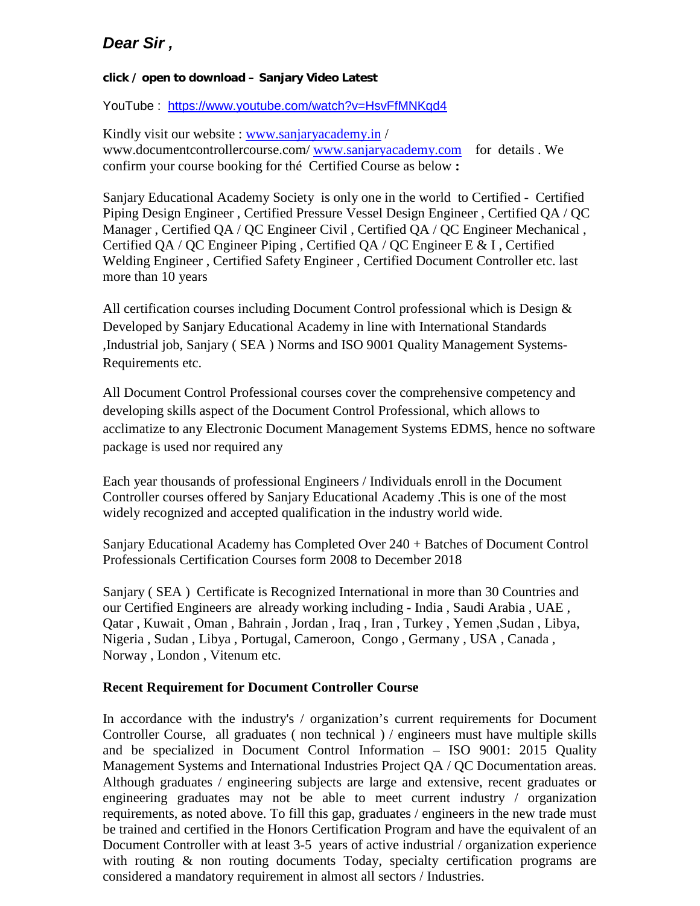***Dear Sir ,***

**click / open to download – Sanjary Video Latest**

YouTube : [https://www.youtube.com/watch?v=HsvFfMNKqd4](https://www.youtube.com/watch?v=HsvFfMNKqd4)

Kindly visit our website : [www.sanjaryacademy.in](http://www.sanjaryacademy.in) / www.documentcontrollercourse.com/ [www.sanjaryacademy.com](http://www.sanjaryacademy.com) for details . We confirm your course booking for thé Certified Course as below **:**

Sanjary Educational Academy Society is only one in the world to Certified - Certified Piping Design Engineer , Certified Pressure Vessel Design Engineer , Certified QA / QC Manager , Certified QA / QC Engineer Civil , Certified QA / QC Engineer Mechanical , Certified QA / QC Engineer Piping , Certified QA / QC Engineer E & I , Certified Welding Engineer , Certified Safety Engineer , Certified Document Controller etc. last more than 10 years

All certification courses including Document Control professional which is Design & Developed by Sanjary Educational Academy in line with International Standards ,Industrial job, Sanjary ( SEA ) Norms and ISO 9001 Quality Management Systems- Requirements etc.

All Document Control Professional courses cover the comprehensive competency and developing skills aspect of the Document Control Professional, which allows to acclimatize to any Electronic Document Management Systems EDMS, hence no software package is used nor required any

Each year thousands of professional Engineers / Individuals enroll in the Document Controller courses offered by Sanjary Educational Academy .This is one of the most widely recognized and accepted qualification in the industry world wide.

Sanjary Educational Academy has Completed Over 240 + Batches of Document Control Professionals Certification Courses form 2008 to December 2018

Sanjary ( SEA ) Certificate is Recognized International in more than 30 Countries and our Certified Engineers are already working including - India , Saudi Arabia , UAE , Qatar , Kuwait , Oman , Bahrain , Jordan , Iraq , Iran , Turkey , Yemen ,Sudan , Libya, Nigeria , Sudan , Libya , Portugal, Cameroon, Congo , Germany , USA , Canada , Norway , London , Vitenum etc.

**Recent Requirement for Document Controller Course**

In accordance with the industry's / organization’s current requirements for Document Controller Course, all graduates ( non technical ) / engineers must have multiple skills and be specialized in Document Control Information – ISO 9001: 2015 Quality Management Systems and International Industries Project QA / QC Documentation areas. Although graduates / engineering subjects are large and extensive, recent graduates or engineering graduates may not be able to meet current industry / organization requirements, as noted above. To fill this gap, graduates / engineers in the new trade must be trained and certified in the Honors Certification Program and have the equivalent of an Document Controller with at least 3-5 years of active industrial / organization experience with routing & non routing documents Today, specialty certification programs are considered a mandatory requirement in almost all sectors / Industries.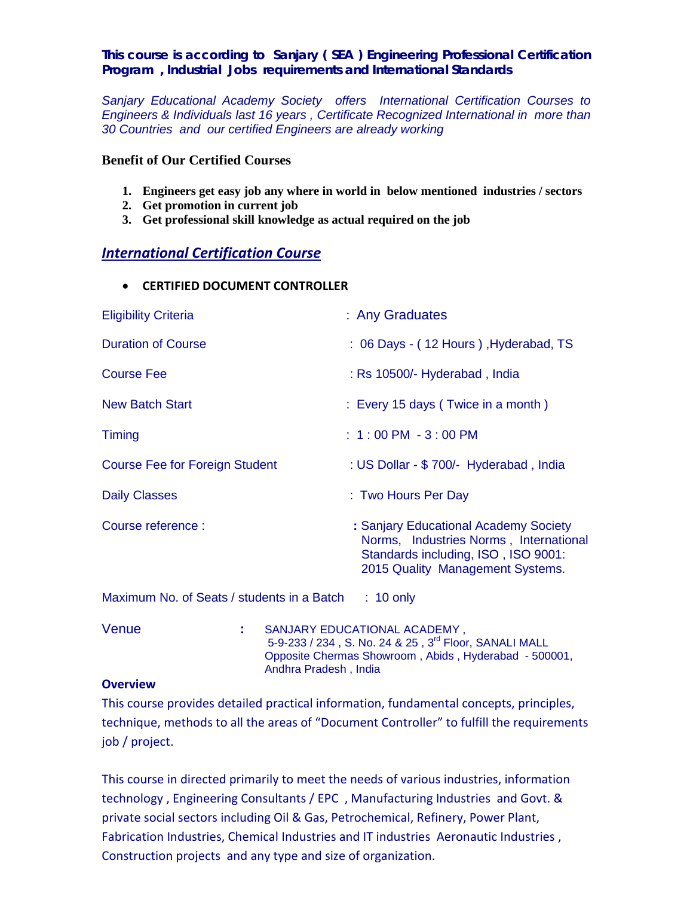**This course is according to Sanjary ( SEA ) Engineering Professional Certification Program , Industrial Jobs requirements and International Standards**

*Sanjary Educational Academy Society offers International Certification Courses to Engineers & Individuals last 16 years , Certificate Recognized International in more than 30 Countries and our certified Engineers are already working*

**Benefit of Our Certified Courses**

1. **Engineers get easy job any where in world in below mentioned industries / sectors**
2. **Get promotion in current job**
3. **Get professional skill knowledge as actual required on the job**

## *International Certification Course*

- **CERTIFIED DOCUMENT CONTROLLER**

| | |
|---|---|
| Eligibility Criteria | : Any Graduates |
| Duration of Course | : 06 Days - ( 12 Hours ) ,Hyderabad, TS |
| Course Fee | : Rs 10500/- Hyderabad , India |
| New Batch Start | : Every 15 days ( Twice in a month ) |
| Timing | : 1 : 00 PM - 3 : 00 PM |
| Course Fee for Foreign Student | : US Dollar - $ 700/- Hyderabad , India |
| Daily Classes | : Two Hours Per Day |
| Course reference : | : Sanjary Educational Academy Society Norms, Industries Norms , International Standards including, ISO , ISO 9001: 2015 Quality Management Systems. |
| Maximum No. of Seats / students in a Batch | : 10 only |
| Venue | : SANJARY EDUCATIONAL ACADEMY , 5-9-233 / 234 , S. No. 24 & 25 , 3rd Floor, SANALI MALL Opposite Chermas Showroom , Abids , Hyderabad - 500001, Andhra Pradesh , India |

**Overview**

This course provides detailed practical information, fundamental concepts, principles, technique, methods to all the areas of "Document Controller" to fulfill the requirements job / project.

This course in directed primarily to meet the needs of various industries, information technology , Engineering Consultants / EPC , Manufacturing Industries and Govt. & private social sectors including Oil & Gas, Petrochemical, Refinery, Power Plant, Fabrication Industries, Chemical Industries and IT industries Aeronautic Industries , Construction projects and any type and size of organization.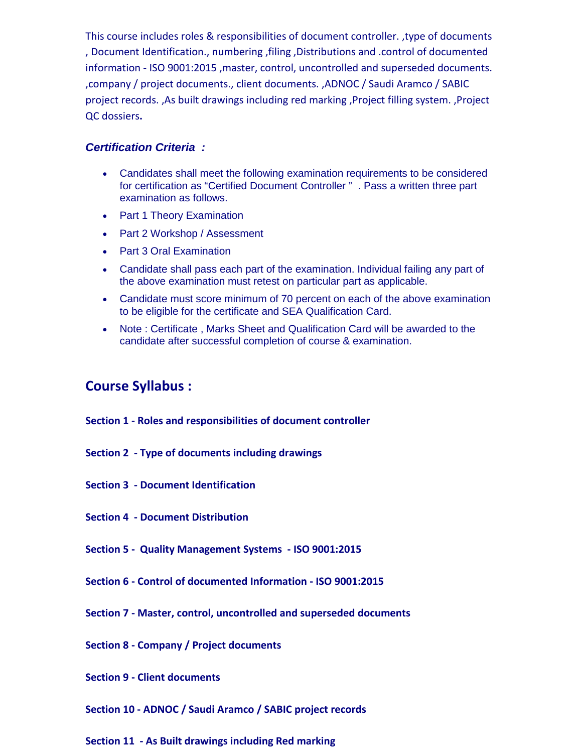This course includes roles & responsibilities of document controller. ,type of documents , Document Identification., numbering ,filing ,Distributions and .control of documented information - ISO 9001:2015 ,master, control, uncontrolled and superseded documents. ,company / project documents., client documents. ,ADNOC / Saudi Aramco / SABIC project records. ,As built drawings including red marking ,Project filling system. ,Project QC dossiers**.**

### ***Certification Criteria :***

- Candidates shall meet the following examination requirements to be considered for certification as "Certified Document Controller " . Pass a written three part examination as follows.
- Part 1 Theory Examination
- Part 2 Workshop / Assessment
- Part 3 Oral Examination
- Candidate shall pass each part of the examination. Individual failing any part of the above examination must retest on particular part as applicable.
- Candidate must score minimum of 70 percent on each of the above examination to be eligible for the certificate and SEA Qualification Card.
- Note : Certificate , Marks Sheet and Qualification Card will be awarded to the candidate after successful completion of course & examination.

## Course Syllabus :

**Section 1 - Roles and responsibilities of document controller**

**Section 2 - Type of documents including drawings**

**Section 3 - Document Identification**

**Section 4 - Document Distribution**

**Section 5 - Quality Management Systems - ISO 9001:2015**

**Section 6 - Control of documented Information - ISO 9001:2015**

**Section 7 - Master, control, uncontrolled and superseded documents**

**Section 8 - Company / Project documents**

**Section 9 - Client documents**

**Section 10 - ADNOC / Saudi Aramco / SABIC project records**

**Section 11 - As Built drawings including Red marking**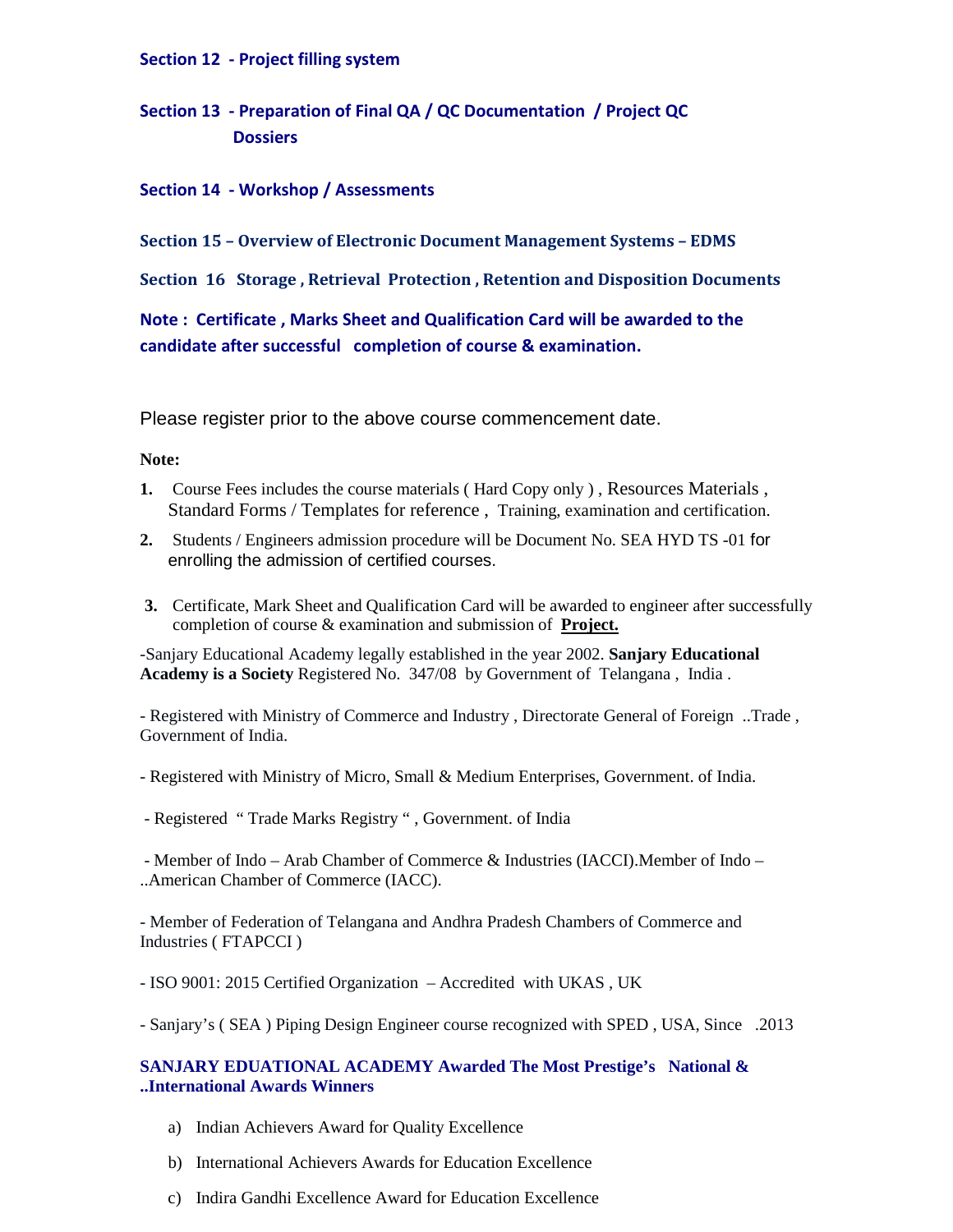**Section 12 - Project filling system**

**Section 13 - Preparation of Final QA / QC Documentation / Project QC Dossiers**

**Section 14 - Workshop / Assessments**

**Section 15 – Overview of Electronic Document Management Systems – EDMS**

**Section 16 Storage , Retrieval Protection , Retention and Disposition Documents**

**Note : Certificate , Marks Sheet and Qualification Card will be awarded to the candidate after successful completion of course & examination.**

Please register prior to the above course commencement date.

**Note:**

1. Course Fees includes the course materials ( Hard Copy only ) , Resources Materials , Standard Forms / Templates for reference , Training, examination and certification.
2. Students / Engineers admission procedure will be Document No. SEA HYD TS -01 for enrolling the admission of certified courses.
3. Certificate, Mark Sheet and Qualification Card will be awarded to engineer after successfully completion of course & examination and submission of **Project.**

-Sanjary Educational Academy legally established in the year 2002. **Sanjary Educational Academy is a Society** Registered No. 347/08 by Government of Telangana , India .

- Registered with Ministry of Commerce and Industry , Directorate General of Foreign ..Trade , Government of India.

- Registered with Ministry of Micro, Small & Medium Enterprises, Government. of India.

- Registered " Trade Marks Registry " , Government. of India

- Member of Indo – Arab Chamber of Commerce & Industries (IACCI).Member of Indo – ..American Chamber of Commerce (IACC).

- Member of Federation of Telangana and Andhra Pradesh Chambers of Commerce and Industries ( FTAPCCI )

- ISO 9001: 2015 Certified Organization – Accredited with UKAS , UK

- Sanjary's ( SEA ) Piping Design Engineer course recognized with SPED , USA, Since .2013

**SANJARY EDUATIONAL ACADEMY Awarded The Most Prestige's National & ..International Awards Winners**

a) Indian Achievers Award for Quality Excellence

b) International Achievers Awards for Education Excellence

c) Indira Gandhi Excellence Award for Education Excellence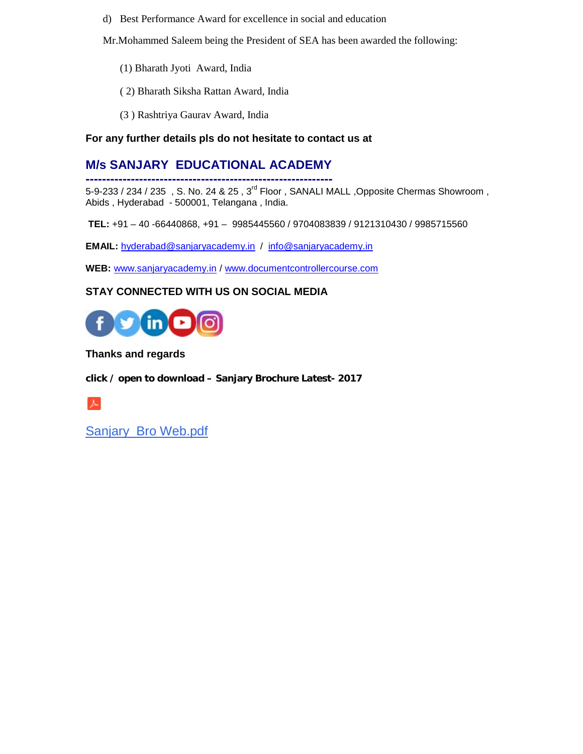d) Best Performance Award for excellence in social and education

Mr.Mohammed Saleem being the President of SEA has been awarded the following:

(1) Bharath Jyoti Award, India

( 2) Bharath Siksha Rattan Award, India

(3 ) Rashtriya Gaurav Award, India

**For any further details pls do not hesitate to contact us at**

## M/s SANJARY EDUCATIONAL ACADEMY

---

5-9-233 / 234 / 235 , S. No. 24 & 25 , 3rd Floor , SANALI MALL ,Opposite Chermas Showroom , Abids , Hyderabad - 500001, Telangana , India.

**TEL:** +91 – 40 -66440868, +91 – 9985445560 / 9704083839 / 9121310430 / 9985715560

**EMAIL:** hyderabad@sanjaryacademy.in / info@sanjaryacademy.in

**WEB:** www.sanjaryacademy.in / www.documentcontrollercourse.com

**STAY CONNECTED WITH US ON SOCIAL MEDIA**

**Thanks and regards**

**click / open to download – Sanjary Brochure Latest- 2017**

Sanjary Bro Web.pdf